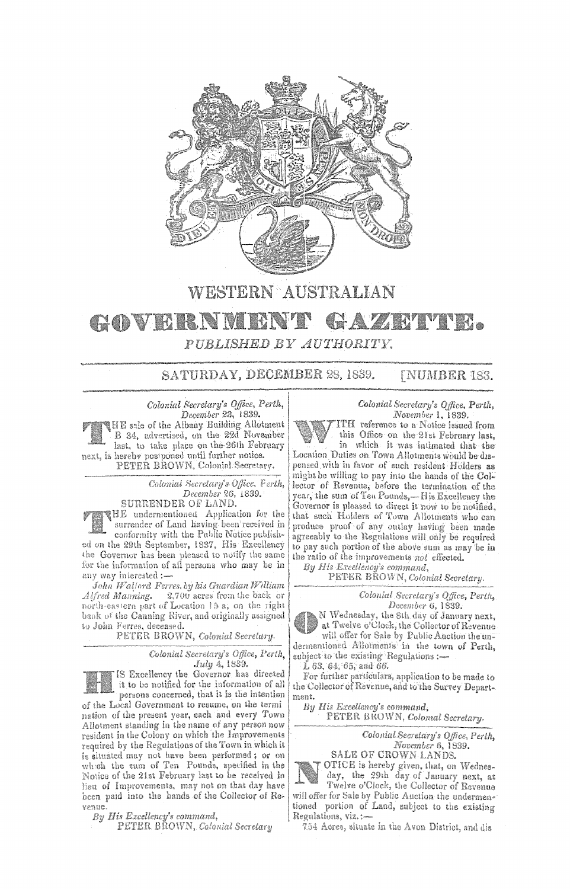# WESTERN AUSTRALIAN

# GOVERNMENT GAZETTE.

*PUBLISHED BY AUTHORITY.*

SATURDAY, DECEMBER 28, 1839. [NUMBER 183.

---

*Colonial Secretary's Office, Perth, December 23, 1839.*

THE sale of the Albany Building Allotment B 34, advertised, on the 22d November last, to take place on the 26th February next, is hereby postponed until further notice.

PETER BROWN, Colonial Secretary.

---

*Colonial Secretary's Office, Perth, December 26, 1839.*

SURRENDER OF LAND.

THE undermentioned Application for the surrender of Land having been received in conformity with the Public Notice published on the 29th September, 1837, His Excellency the Governor has been pleased to notify the same for the information of all persons who may be in any way interested:—

*John Walford Ferres, by his Guardian William Alfred Manning.* 2,700 acres from the back or north-eastern part of Location 15 a, on the right bank of the Canning River, and originally assigned to John Ferres, deceased.

PETER BROWN, *Colonial Secretary.*

---

*Colonial Secretary's Office, Perth, July 4, 1839.*

HIS Excellency the Governor has directed it to be notified for the information of all persons concerned, that it is the intention of the Local Government to resume, on the termination of the present year, each and every Town Allotment standing in the name of any person now resident in the Colony on which the Improvements required by the Regulations of the Town in which it is situated may not have been performed; or on which the sum of Ten Pounds, specified in the Notice of the 21st February last to be received in lieu of Improvements, may not on that day have been paid into the hands of the Collector of Revenue.

*By His Excellency's command,*

PETER BROWN, *Colonial Secretary*

---

*Colonial Secretary's Office, Perth, November 1, 1839.*

WITH reference to a Notice issued from this Office on the 21st February last, in which it was intimated that the Location Duties on Town Allotments would be dispensed with in favor of such resident Holders as might be willing to pay into the hands of the Collector of Revenue, before the termination of the year, the sum of Ten Pounds,—His Excellency the Governor is pleased to direct it now to be notified, that such Holders of Town Allotments who can produce proof of any outlay having been made agreeably to the Regulations will only be required to pay such portion of the above sum as may be in the ratio of the improvements *not* effected.

*By His Excellency's command,*

PETER BROWN, *Colonial Secretary.*

---

*Colonial Secretary's Office, Perth, December 6, 1839.*

ON Wednesday, the 8th day of January next, at Twelve o'Clock, the Collector of Revenue will offer for Sale by Public Auction the undermentioned Allotments in the town of Perth, subject to the existing Regulations:—

*L 63, 64, 65, and 66.*

For further particulars, application to be made to the Collector of Revenue, and to the Survey Department.

*By His Excellency's command,*

PETER BROWN, *Colonial Secretary.*

---

*Colonial Secretary's Office, Perth, November 6, 1839.*

SALE OF CROWN LANDS.

NOTICE is hereby given, that, on Wednesday, the 29th day of January next, at Twelve o'Clock, the Collector of Revenue will offer for Sale by Public Auction the undermentioned portion of Land, subject to the existing Regulations, viz.:—

754 Acres, situate in the Avon District, and dis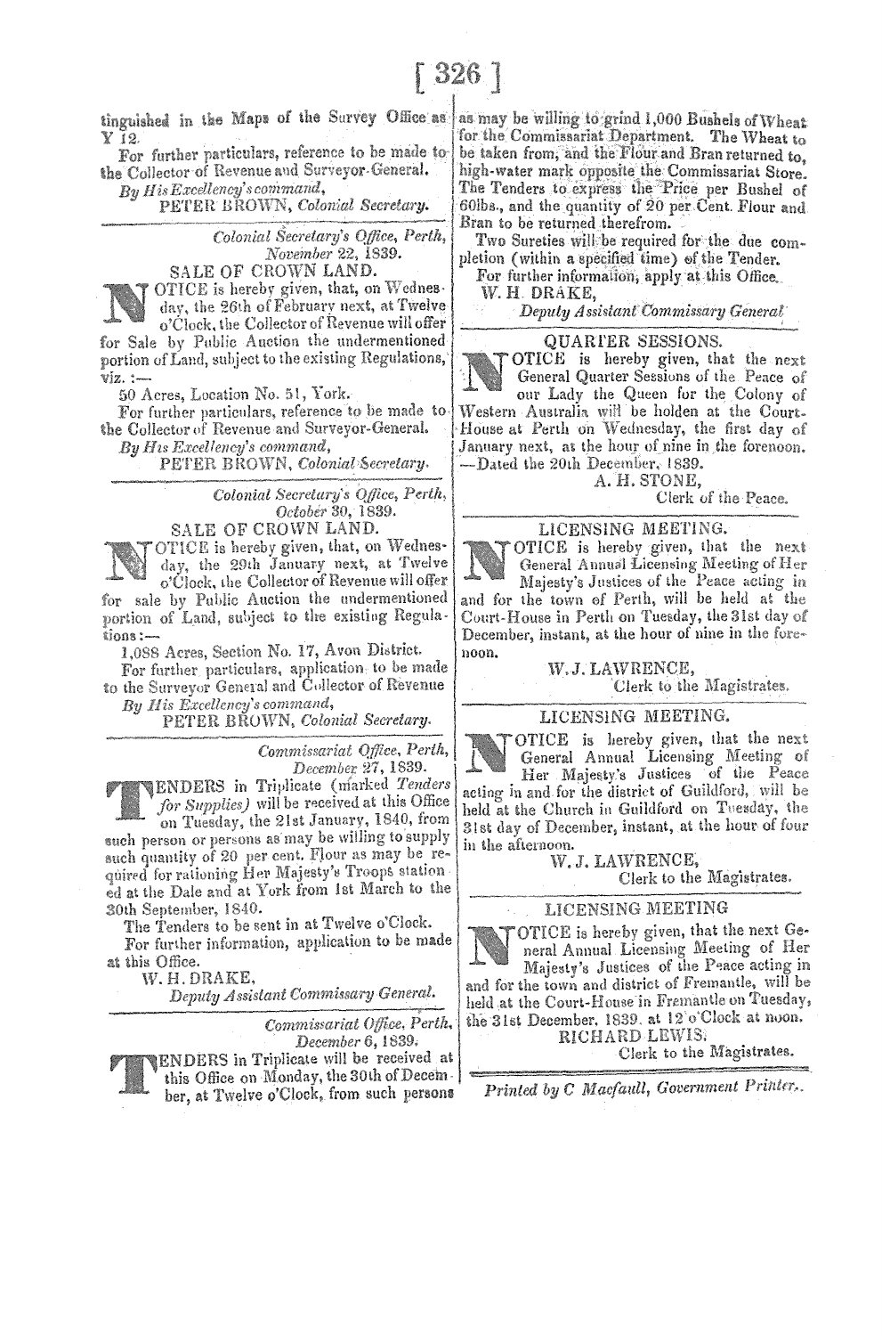tinguished in the Maps of the Survey Office as Y 12.

For further particulars, reference to be made to the Collector of Revenue and Surveyor-General.

*By His Excellency's command,*

PETER BROWN, *Colonial Secretary.*

---

*Colonial Secretary's Office, Perth, November 22, 1839.*

## SALE OF CROWN LAND.

NOTICE is hereby given, that, on Wednesday, the 26th of February next, at Twelve o'Clock, the Collector of Revenue will offer for Sale by Public Auction the undermentioned portion of Land, subject to the existing Regulations, viz. :—

50 Acres, Location No. 51, York.

For further particulars, reference to be made to the Collector of Revenue and Surveyor-General.

*By His Excellency's command,*

PETER BROWN, *Colonial Secretary.*

---

*Colonial Secretary's Office, Perth, October 30, 1839.*

## SALE OF CROWN LAND.

NOTICE is hereby given, that, on Wednesday, the 29th January next, at Twelve o'Clock, the Collector of Revenue will offer for sale by Public Auction the undermentioned portion of Land, subject to the existing Regulations:—

1,088 Acres, Section No. 17, Avon District.

For further particulars, application to be made to the Surveyor General and Collector of Revenue

*By His Excellency's command,*

PETER BROWN, *Colonial Secretary.*

---

*Commissariat Office, Perth, December 27, 1839.*

TENDERS in Triplicate (marked *Tenders for Supplies*) will be received at this Office on Tuesday, the 21st January, 1840, from such person or persons as may be willing to supply such quantity of 20 per cent. Flour as may be required for rationing Her Majesty's Troops stationed at the Dale and at York from 1st March to the 30th September, 1840.

The Tenders to be sent in at Twelve o'Clock.

For further information, application to be made at this Office.

W. H. DRAKE,

*Deputy Assistant Commissary General.*

---

*Commissariat Office, Perth, December 6, 1839.*

TENDERS in Triplicate will be received at this Office on Monday, the 30th of December, at Twelve o'Clock, from such persons as may be willing to grind 1,000 Bushels of Wheat for the Commissariat Department. The Wheat to be taken from, and the Flour and Bran returned to, high-water mark opposite the Commissariat Store. The Tenders to express the Price per Bushel of 60lbs., and the quantity of 20 per Cent. Flour and Bran to be returned therefrom.

Two Sureties will be required for the due completion (within a specified time) of the Tender.

For further information, apply at this Office.

W. H. DRAKE,

*Deputy Assistant Commissary General.*

---

## QUARTER SESSIONS.

NOTICE is hereby given, that the next General Quarter Sessions of the Peace of our Lady the Queen for the Colony of Western Australia will be holden at the Court-House at Perth on Wednesday, the first day of January next, at the hour of nine in the forenoon.—Dated the 20th December, 1839.

A. H. STONE,

Clerk of the Peace.

---

## LICENSING MEETING.

NOTICE is hereby given, that the next General Annual Licensing Meeting of Her Majesty's Justices of the Peace acting in and for the town of Perth, will be held at the Court-House in Perth on Tuesday, the 31st day of December, instant, at the hour of nine in the forenoon.

W. J. LAWRENCE,

Clerk to the Magistrates.

---

## LICENSING MEETING.

NOTICE is hereby given, that the next General Annual Licensing Meeting of Her Majesty's Justices of the Peace acting in and for the district of Guildford, will be held at the Church in Guildford on Tuesday, the 31st day of December, instant, at the hour of four in the afternoon.

W. J. LAWRENCE,

Clerk to the Magistrates.

---

## LICENSING MEETING

NOTICE is hereby given, that the next General Annual Licensing Meeting of Her Majesty's Justices of the Peace acting in and for the town and district of Fremantle, will be held at the Court-House in Fremantle on Tuesday, the 31st December, 1839, at 12 o'Clock at noon.

RICHARD LEWIS,

Clerk to the Magistrates.

---

*Printed by C Macfaull, Government Printer.*